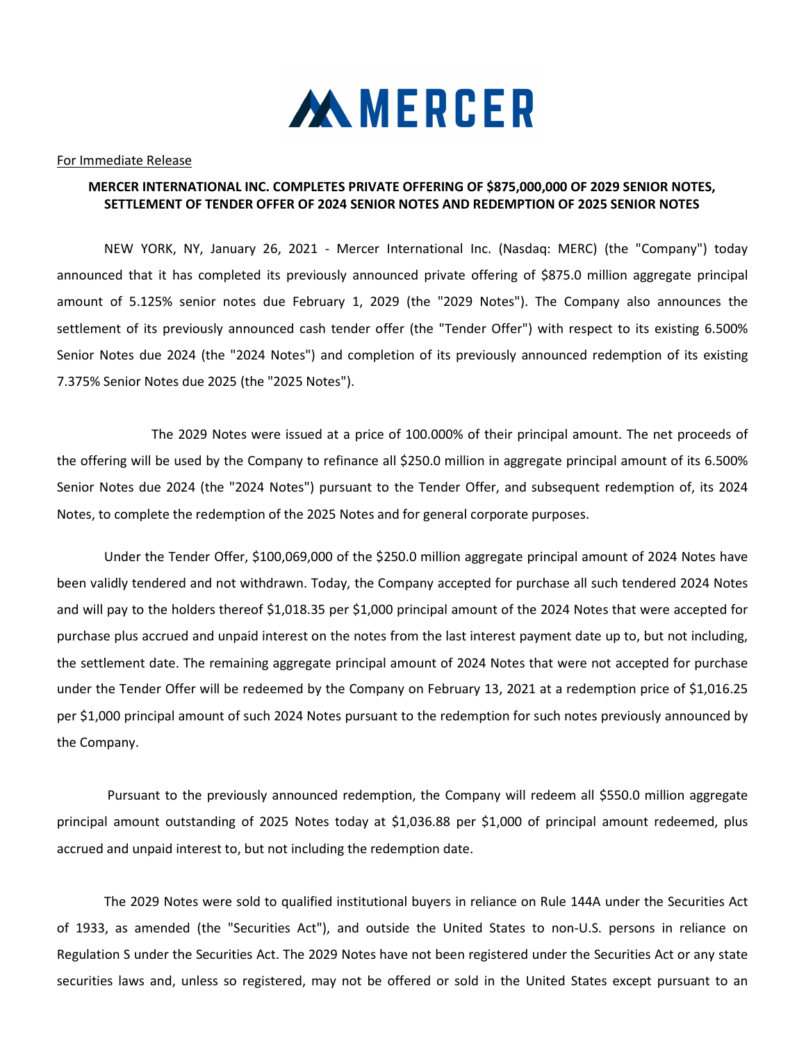MERCER

For Immediate Release

**MERCER INTERNATIONAL INC. COMPLETES PRIVATE OFFERING OF $875,000,000 OF 2029 SENIOR NOTES, SETTLEMENT OF TENDER OFFER OF 2024 SENIOR NOTES AND REDEMPTION OF 2025 SENIOR NOTES**

NEW YORK, NY, January 26, 2021 - Mercer International Inc. (Nasdaq: MERC) (the "Company") today announced that it has completed its previously announced private offering of $875.0 million aggregate principal amount of 5.125% senior notes due February 1, 2029 (the "2029 Notes"). The Company also announces the settlement of its previously announced cash tender offer (the "Tender Offer") with respect to its existing 6.500% Senior Notes due 2024 (the "2024 Notes") and completion of its previously announced redemption of its existing 7.375% Senior Notes due 2025 (the "2025 Notes").

The 2029 Notes were issued at a price of 100.000% of their principal amount. The net proceeds of the offering will be used by the Company to refinance all $250.0 million in aggregate principal amount of its 6.500% Senior Notes due 2024 (the "2024 Notes") pursuant to the Tender Offer, and subsequent redemption of, its 2024 Notes, to complete the redemption of the 2025 Notes and for general corporate purposes.

Under the Tender Offer, $100,069,000 of the $250.0 million aggregate principal amount of 2024 Notes have been validly tendered and not withdrawn. Today, the Company accepted for purchase all such tendered 2024 Notes and will pay to the holders thereof $1,018.35 per $1,000 principal amount of the 2024 Notes that were accepted for purchase plus accrued and unpaid interest on the notes from the last interest payment date up to, but not including, the settlement date. The remaining aggregate principal amount of 2024 Notes that were not accepted for purchase under the Tender Offer will be redeemed by the Company on February 13, 2021 at a redemption price of $1,016.25 per $1,000 principal amount of such 2024 Notes pursuant to the redemption for such notes previously announced by the Company.

Pursuant to the previously announced redemption, the Company will redeem all $550.0 million aggregate principal amount outstanding of 2025 Notes today at $1,036.88 per $1,000 of principal amount redeemed, plus accrued and unpaid interest to, but not including the redemption date.

The 2029 Notes were sold to qualified institutional buyers in reliance on Rule 144A under the Securities Act of 1933, as amended (the "Securities Act"), and outside the United States to non-U.S. persons in reliance on Regulation S under the Securities Act. The 2029 Notes have not been registered under the Securities Act or any state securities laws and, unless so registered, may not be offered or sold in the United States except pursuant to an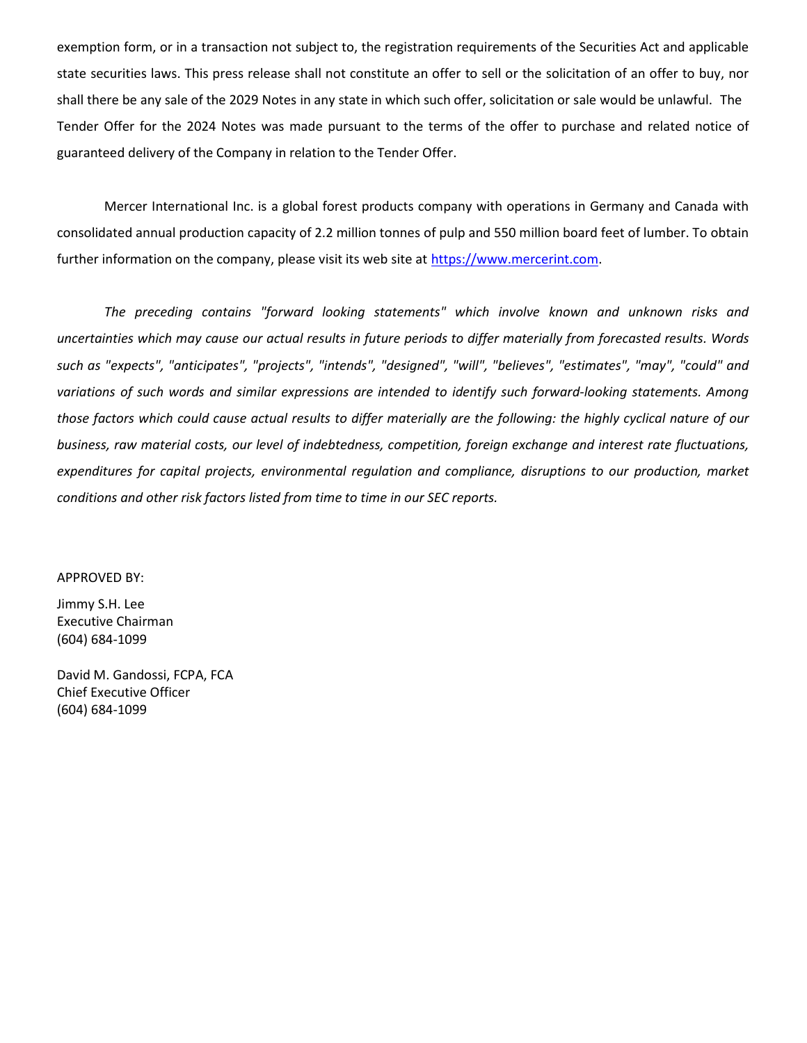exemption form, or in a transaction not subject to, the registration requirements of the Securities Act and applicable state securities laws. This press release shall not constitute an offer to sell or the solicitation of an offer to buy, nor shall there be any sale of the 2029 Notes in any state in which such offer, solicitation or sale would be unlawful. The Tender Offer for the 2024 Notes was made pursuant to the terms of the offer to purchase and related notice of guaranteed delivery of the Company in relation to the Tender Offer.

Mercer International Inc. is a global forest products company with operations in Germany and Canada with consolidated annual production capacity of 2.2 million tonnes of pulp and 550 million board feet of lumber. To obtain further information on the company, please visit its web site at [https://www.mercerint.com](https://www.mercerint.com).

*The preceding contains "forward looking statements" which involve known and unknown risks and uncertainties which may cause our actual results in future periods to differ materially from forecasted results. Words such as "expects", "anticipates", "projects", "intends", "designed", "will", "believes", "estimates", "may", "could" and variations of such words and similar expressions are intended to identify such forward-looking statements. Among those factors which could cause actual results to differ materially are the following: the highly cyclical nature of our business, raw material costs, our level of indebtedness, competition, foreign exchange and interest rate fluctuations, expenditures for capital projects, environmental regulation and compliance, disruptions to our production, market conditions and other risk factors listed from time to time in our SEC reports.*

APPROVED BY:

Jimmy S.H. Lee
Executive Chairman
(604) 684-1099

David M. Gandossi, FCPA, FCA
Chief Executive Officer
(604) 684-1099